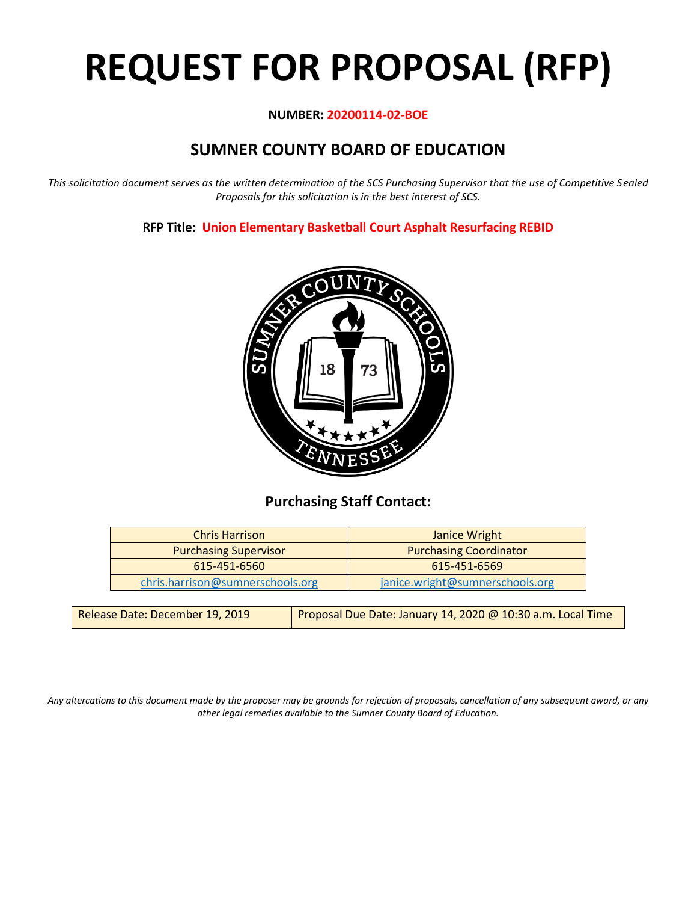# REQUEST FOR PROPOSAL (RFP)

**NUMBER: 20200114-02-BOE**

## SUMNER COUNTY BOARD OF EDUCATION

*This solicitation document serves as the written determination of the SCS Purchasing Supervisor that the use of Competitive Sealed Proposals for this solicitation is in the best interest of SCS.*

**RFP Title: Union Elementary Basketball Court Asphalt Resurfacing REBID**

### Purchasing Staff Contact:

| Chris Harrison | Janice Wright |
|---|---|
| Purchasing Supervisor | Purchasing Coordinator |
| 615-451-6560 | 615-451-6569 |
| chris.harrison@sumnerschools.org | janice.wright@sumnerschools.org |

| Release Date: December 19, 2019 | Proposal Due Date: January 14, 2020 @ 10:30 a.m. Local Time |
|---|---|

*Any altercations to this document made by the proposer may be grounds for rejection of proposals, cancellation of any subsequent award, or any other legal remedies available to the Sumner County Board of Education.*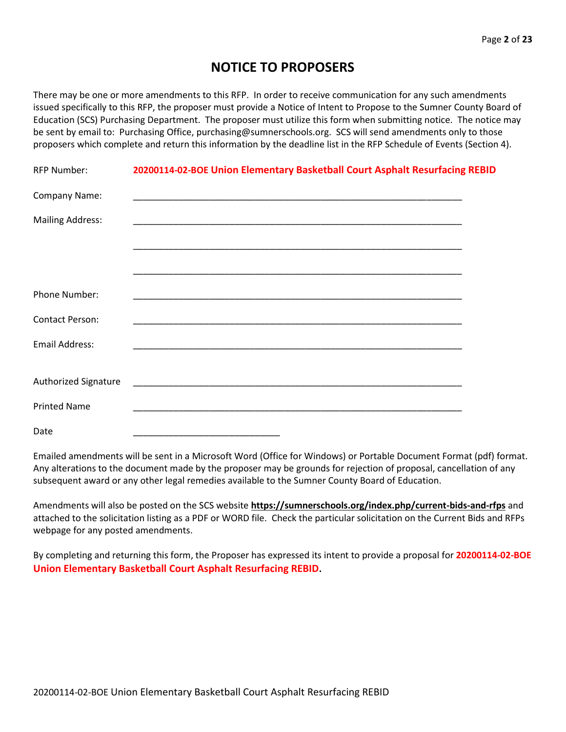# NOTICE TO PROPOSERS

There may be one or more amendments to this RFP. In order to receive communication for any such amendments issued specifically to this RFP, the proposer must provide a Notice of Intent to Propose to the Sumner County Board of Education (SCS) Purchasing Department. The proposer must utilize this form when submitting notice. The notice may be sent by email to: Purchasing Office, purchasing@sumnerschools.org. SCS will send amendments only to those proposers which complete and return this information by the deadline list in the RFP Schedule of Events (Section 4).

RFP Number: **20200114-02-BOE Union Elementary Basketball Court Asphalt Resurfacing REBID**

Company Name: ____________________________________________________________

Mailing Address: ____________________________________________________________

____________________________________________________________

____________________________________________________________

Phone Number: ____________________________________________________________

Contact Person: ____________________________________________________________

Email Address: ____________________________________________________________

Authorized Signature ____________________________________________________________

Printed Name ____________________________________________________________

Date ____________________________

Emailed amendments will be sent in a Microsoft Word (Office for Windows) or Portable Document Format (pdf) format. Any alterations to the document made by the proposer may be grounds for rejection of proposal, cancellation of any subsequent award or any other legal remedies available to the Sumner County Board of Education.

Amendments will also be posted on the SCS website **https://sumnerschools.org/index.php/current-bids-and-rfps** and attached to the solicitation listing as a PDF or WORD file. Check the particular solicitation on the Current Bids and RFPs webpage for any posted amendments.

By completing and returning this form, the Proposer has expressed its intent to provide a proposal for **20200114-02-BOE Union Elementary Basketball Court Asphalt Resurfacing REBID.**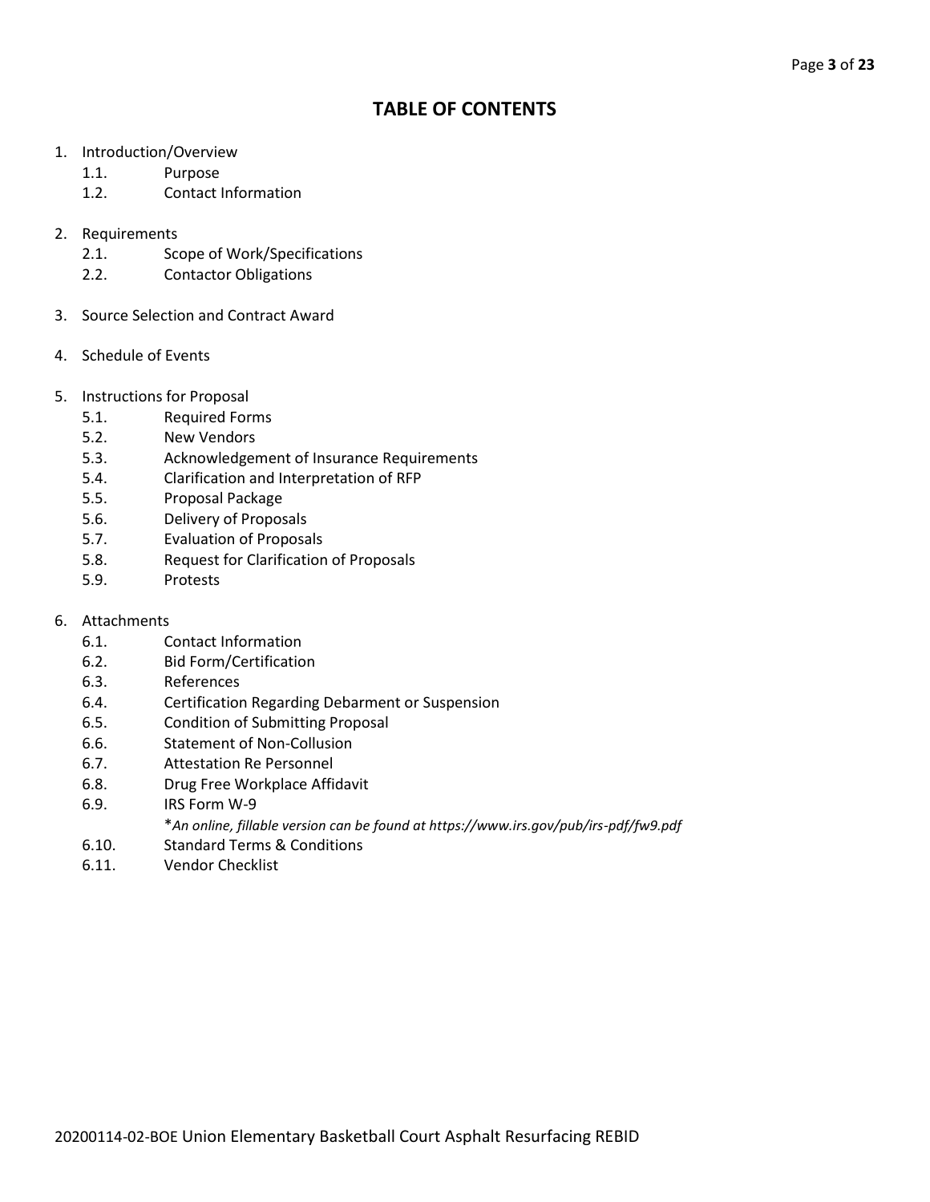# TABLE OF CONTENTS

1. Introduction/Overview
    - 1.1. Purpose
    - 1.2. Contact Information

2. Requirements
    - 2.1. Scope of Work/Specifications
    - 2.2. Contactor Obligations

3. Source Selection and Contract Award

4. Schedule of Events

5. Instructions for Proposal
    - 5.1. Required Forms
    - 5.2. New Vendors
    - 5.3. Acknowledgement of Insurance Requirements
    - 5.4. Clarification and Interpretation of RFP
    - 5.5. Proposal Package
    - 5.6. Delivery of Proposals
    - 5.7. Evaluation of Proposals
    - 5.8. Request for Clarification of Proposals
    - 5.9. Protests

6. Attachments
    - 6.1. Contact Information
    - 6.2. Bid Form/Certification
    - 6.3. References
    - 6.4. Certification Regarding Debarment or Suspension
    - 6.5. Condition of Submitting Proposal
    - 6.6. Statement of Non-Collusion
    - 6.7. Attestation Re Personnel
    - 6.8. Drug Free Workplace Affidavit
    - 6.9. IRS Form W-9
      
      **An online, fillable version can be found at https://www.irs.gov/pub/irs-pdf/fw9.pdf*
    - 6.10. Standard Terms & Conditions
    - 6.11. Vendor Checklist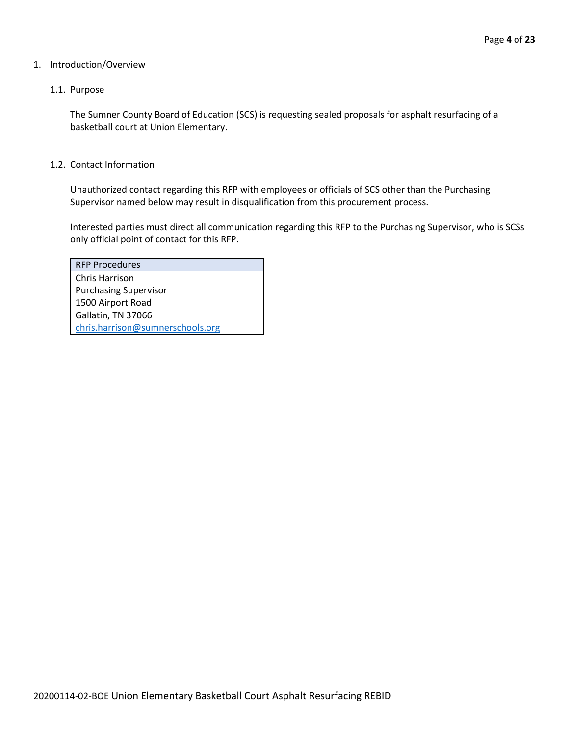1. Introduction/Overview

   1.1. Purpose

   The Sumner County Board of Education (SCS) is requesting sealed proposals for asphalt resurfacing of a basketball court at Union Elementary.

   1.2. Contact Information

   Unauthorized contact regarding this RFP with employees or officials of SCS other than the Purchasing Supervisor named below may result in disqualification from this procurement process.

   Interested parties must direct all communication regarding this RFP to the Purchasing Supervisor, who is SCSs only official point of contact for this RFP.

| RFP Procedures |
| --- |
| Chris Harrison<br>Purchasing Supervisor<br>1500 Airport Road<br>Gallatin, TN 37066<br>chris.harrison@sumnerschools.org |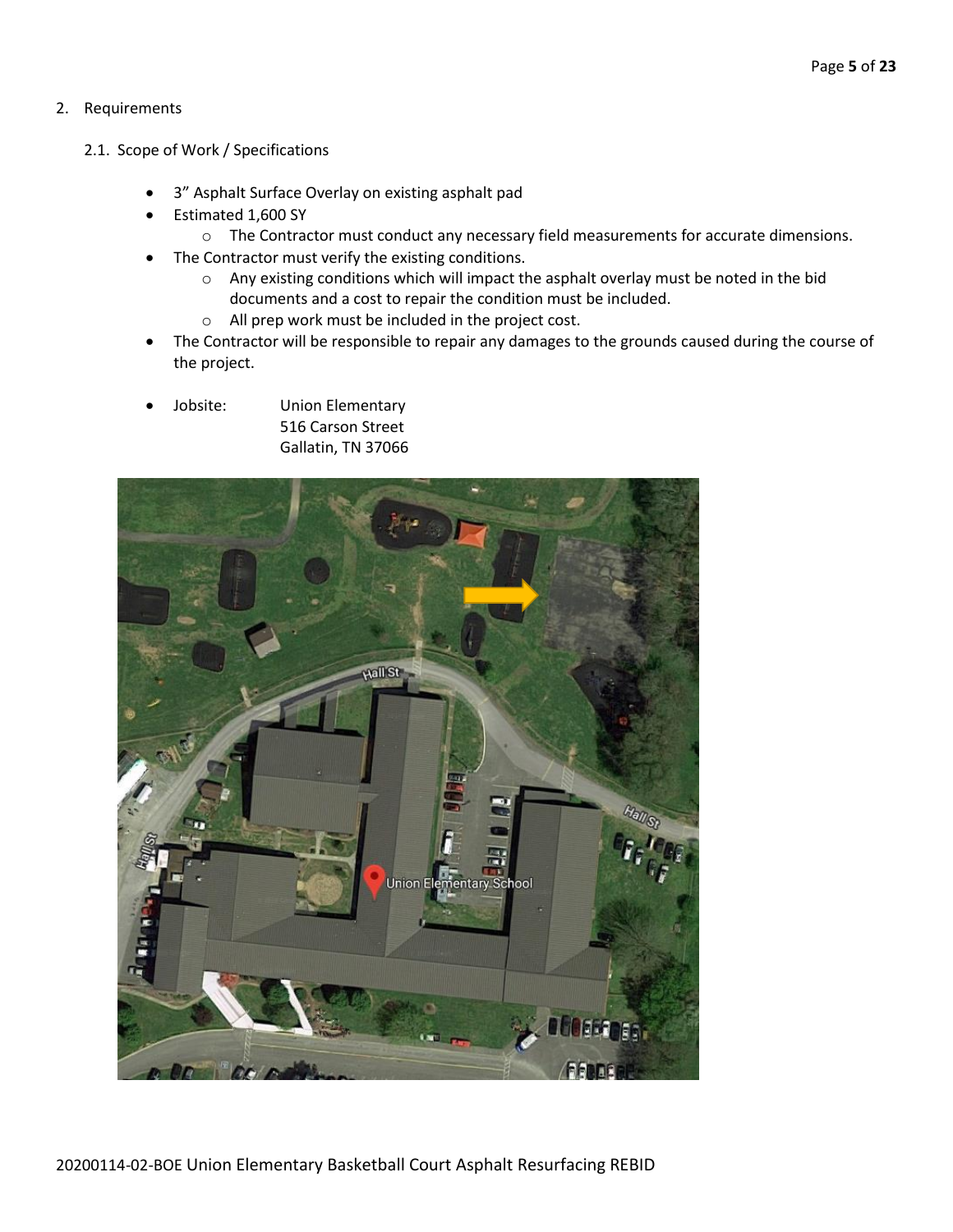2. Requirements

2.1. Scope of Work / Specifications

- 3" Asphalt Surface Overlay on existing asphalt pad
- Estimated 1,600 SY
  - The Contractor must conduct any necessary field measurements for accurate dimensions.
- The Contractor must verify the existing conditions.
  - Any existing conditions which will impact the asphalt overlay must be noted in the bid documents and a cost to repair the condition must be included.
  - All prep work must be included in the project cost.
- The Contractor will be responsible to repair any damages to the grounds caused during the course of the project.
- Jobsite: Union Elementary
  516 Carson Street
  Gallatin, TN 37066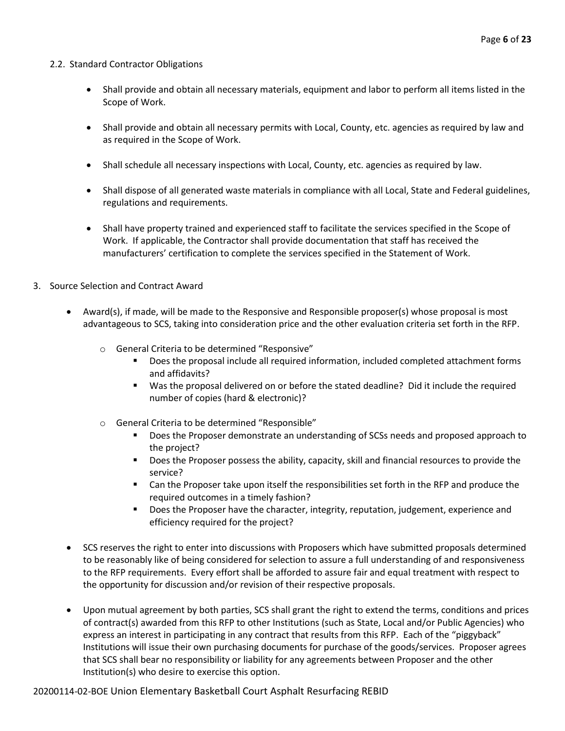2.2. Standard Contractor Obligations

- Shall provide and obtain all necessary materials, equipment and labor to perform all items listed in the Scope of Work.
- Shall provide and obtain all necessary permits with Local, County, etc. agencies as required by law and as required in the Scope of Work.
- Shall schedule all necessary inspections with Local, County, etc. agencies as required by law.
- Shall dispose of all generated waste materials in compliance with all Local, State and Federal guidelines, regulations and requirements.
- Shall have property trained and experienced staff to facilitate the services specified in the Scope of Work. If applicable, the Contractor shall provide documentation that staff has received the manufacturers' certification to complete the services specified in the Statement of Work.

3. Source Selection and Contract Award

- Award(s), if made, will be made to the Responsive and Responsible proposer(s) whose proposal is most advantageous to SCS, taking into consideration price and the other evaluation criteria set forth in the RFP.
  - General Criteria to be determined "Responsive"
    - Does the proposal include all required information, included completed attachment forms and affidavits?
    - Was the proposal delivered on or before the stated deadline? Did it include the required number of copies (hard & electronic)?
  - General Criteria to be determined "Responsible"
    - Does the Proposer demonstrate an understanding of SCSs needs and proposed approach to the project?
    - Does the Proposer possess the ability, capacity, skill and financial resources to provide the service?
    - Can the Proposer take upon itself the responsibilities set forth in the RFP and produce the required outcomes in a timely fashion?
    - Does the Proposer have the character, integrity, reputation, judgement, experience and efficiency required for the project?
- SCS reserves the right to enter into discussions with Proposers which have submitted proposals determined to be reasonably like of being considered for selection to assure a full understanding of and responsiveness to the RFP requirements. Every effort shall be afforded to assure fair and equal treatment with respect to the opportunity for discussion and/or revision of their respective proposals.
- Upon mutual agreement by both parties, SCS shall grant the right to extend the terms, conditions and prices of contract(s) awarded from this RFP to other Institutions (such as State, Local and/or Public Agencies) who express an interest in participating in any contract that results from this RFP. Each of the "piggyback" Institutions will issue their own purchasing documents for purchase of the goods/services. Proposer agrees that SCS shall bear no responsibility or liability for any agreements between Proposer and the other Institution(s) who desire to exercise this option.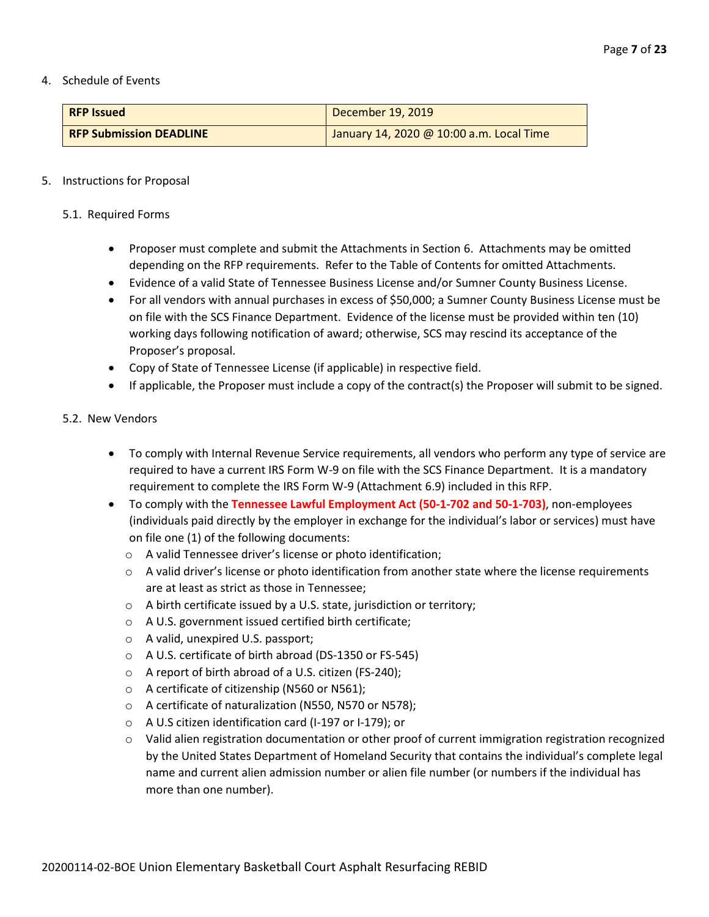4. Schedule of Events

| **RFP Issued** | December 19, 2019 |
| --- | --- |
| **RFP Submission DEADLINE** | January 14, 2020 @ 10:00 a.m. Local Time |

5. Instructions for Proposal

5.1. Required Forms

- Proposer must complete and submit the Attachments in Section 6. Attachments may be omitted depending on the RFP requirements. Refer to the Table of Contents for omitted Attachments.
- Evidence of a valid State of Tennessee Business License and/or Sumner County Business License.
- For all vendors with annual purchases in excess of $50,000; a Sumner County Business License must be on file with the SCS Finance Department. Evidence of the license must be provided within ten (10) working days following notification of award; otherwise, SCS may rescind its acceptance of the Proposer's proposal.
- Copy of State of Tennessee License (if applicable) in respective field.
- If applicable, the Proposer must include a copy of the contract(s) the Proposer will submit to be signed.

5.2. New Vendors

- To comply with Internal Revenue Service requirements, all vendors who perform any type of service are required to have a current IRS Form W-9 on file with the SCS Finance Department. It is a mandatory requirement to complete the IRS Form W-9 (Attachment 6.9) included in this RFP.
- To comply with the **Tennessee Lawful Employment Act (50-1-702 and 50-1-703)**, non-employees (individuals paid directly by the employer in exchange for the individual's labor or services) must have on file one (1) of the following documents:
  - A valid Tennessee driver's license or photo identification;
  - A valid driver's license or photo identification from another state where the license requirements are at least as strict as those in Tennessee;
  - A birth certificate issued by a U.S. state, jurisdiction or territory;
  - A U.S. government issued certified birth certificate;
  - A valid, unexpired U.S. passport;
  - A U.S. certificate of birth abroad (DS-1350 or FS-545)
  - A report of birth abroad of a U.S. citizen (FS-240);
  - A certificate of citizenship (N560 or N561);
  - A certificate of naturalization (N550, N570 or N578);
  - A U.S citizen identification card (I-197 or I-179); or
  - Valid alien registration documentation or other proof of current immigration registration recognized by the United States Department of Homeland Security that contains the individual's complete legal name and current alien admission number or alien file number (or numbers if the individual has more than one number).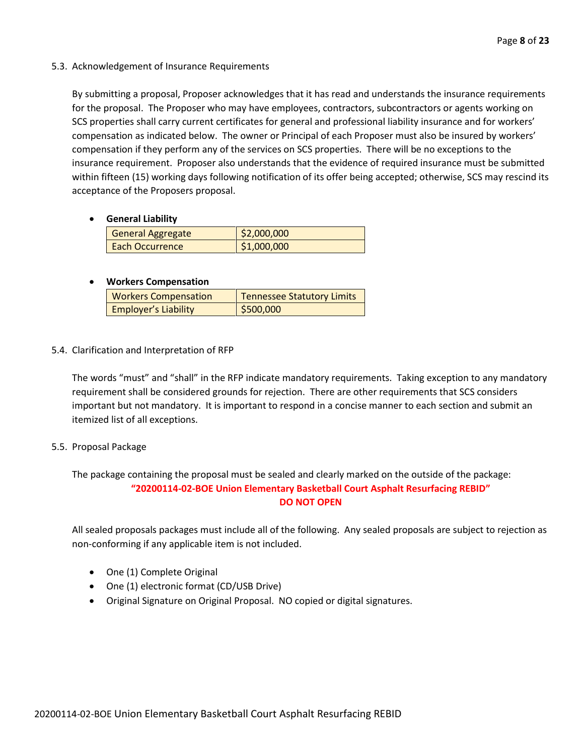### 5.3. Acknowledgement of Insurance Requirements

By submitting a proposal, Proposer acknowledges that it has read and understands the insurance requirements for the proposal. The Proposer who may have employees, contractors, subcontractors or agents working on SCS properties shall carry current certificates for general and professional liability insurance and for workers' compensation as indicated below. The owner or Principal of each Proposer must also be insured by workers' compensation if they perform any of the services on SCS properties. There will be no exceptions to the insurance requirement. Proposer also understands that the evidence of required insurance must be submitted within fifteen (15) working days following notification of its offer being accepted; otherwise, SCS may rescind its acceptance of the Proposers proposal.

- **General Liability**

| General Aggregate | $2,000,000 |
| --- | --- |
| Each Occurrence | $1,000,000 |

- **Workers Compensation**

| Workers Compensation | Tennessee Statutory Limits |
| --- | --- |
| Employer's Liability | $500,000 |

### 5.4. Clarification and Interpretation of RFP

The words "must" and "shall" in the RFP indicate mandatory requirements. Taking exception to any mandatory requirement shall be considered grounds for rejection. There are other requirements that SCS considers important but not mandatory. It is important to respond in a concise manner to each section and submit an itemized list of all exceptions.

### 5.5. Proposal Package

The package containing the proposal must be sealed and clearly marked on the outside of the package:

**"20200114-02-BOE Union Elementary Basketball Court Asphalt Resurfacing REBID"**
**DO NOT OPEN**

All sealed proposals packages must include all of the following. Any sealed proposals are subject to rejection as non-conforming if any applicable item is not included.

- One (1) Complete Original
- One (1) electronic format (CD/USB Drive)
- Original Signature on Original Proposal. NO copied or digital signatures.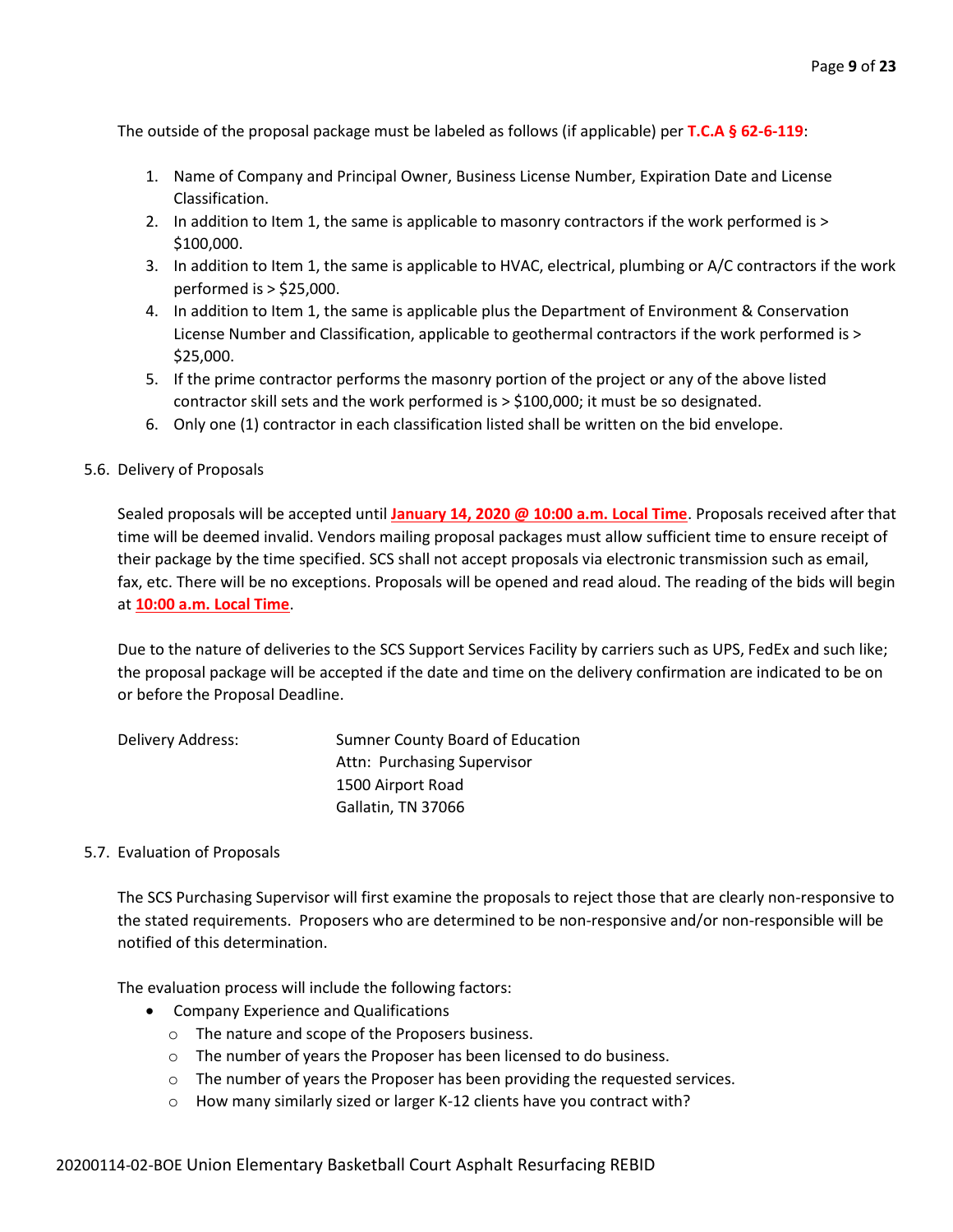The outside of the proposal package must be labeled as follows (if applicable) per **T.C.A § 62-6-119**:

1. Name of Company and Principal Owner, Business License Number, Expiration Date and License Classification.
2. In addition to Item 1, the same is applicable to masonry contractors if the work performed is > $100,000.
3. In addition to Item 1, the same is applicable to HVAC, electrical, plumbing or A/C contractors if the work performed is > $25,000.
4. In addition to Item 1, the same is applicable plus the Department of Environment & Conservation License Number and Classification, applicable to geothermal contractors if the work performed is > $25,000.
5. If the prime contractor performs the masonry portion of the project or any of the above listed contractor skill sets and the work performed is > $100,000; it must be so designated.
6. Only one (1) contractor in each classification listed shall be written on the bid envelope.

5.6. Delivery of Proposals

Sealed proposals will be accepted until **January 14, 2020 @ 10:00 a.m. Local Time**. Proposals received after that time will be deemed invalid. Vendors mailing proposal packages must allow sufficient time to ensure receipt of their package by the time specified. SCS shall not accept proposals via electronic transmission such as email, fax, etc. There will be no exceptions. Proposals will be opened and read aloud. The reading of the bids will begin at **10:00 a.m. Local Time**.

Due to the nature of deliveries to the SCS Support Services Facility by carriers such as UPS, FedEx and such like; the proposal package will be accepted if the date and time on the delivery confirmation are indicated to be on or before the Proposal Deadline.

Delivery Address: Sumner County Board of Education
Attn: Purchasing Supervisor
1500 Airport Road
Gallatin, TN 37066

5.7. Evaluation of Proposals

The SCS Purchasing Supervisor will first examine the proposals to reject those that are clearly non-responsive to the stated requirements. Proposers who are determined to be non-responsive and/or non-responsible will be notified of this determination.

The evaluation process will include the following factors:

- Company Experience and Qualifications
  - The nature and scope of the Proposers business.
  - The number of years the Proposer has been licensed to do business.
  - The number of years the Proposer has been providing the requested services.
  - How many similarly sized or larger K-12 clients have you contract with?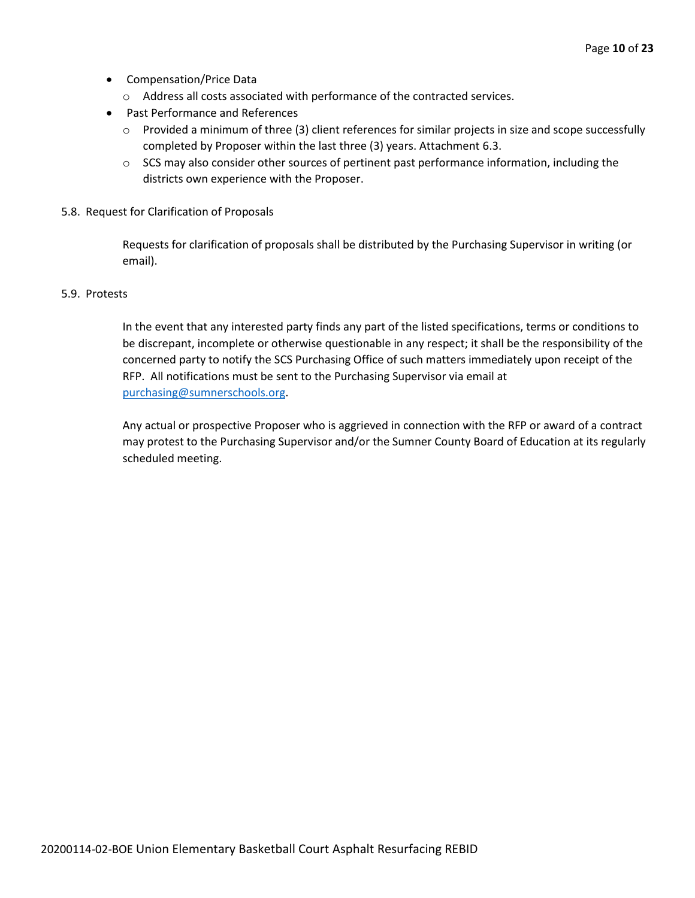- Compensation/Price Data
  - Address all costs associated with performance of the contracted services.
- Past Performance and References
  - Provided a minimum of three (3) client references for similar projects in size and scope successfully completed by Proposer within the last three (3) years. Attachment 6.3.
  - SCS may also consider other sources of pertinent past performance information, including the districts own experience with the Proposer.

5.8. Request for Clarification of Proposals

Requests for clarification of proposals shall be distributed by the Purchasing Supervisor in writing (or email).

5.9. Protests

In the event that any interested party finds any part of the listed specifications, terms or conditions to be discrepant, incomplete or otherwise questionable in any respect; it shall be the responsibility of the concerned party to notify the SCS Purchasing Office of such matters immediately upon receipt of the RFP. All notifications must be sent to the Purchasing Supervisor via email at purchasing@sumnerschools.org.

Any actual or prospective Proposer who is aggrieved in connection with the RFP or award of a contract may protest to the Purchasing Supervisor and/or the Sumner County Board of Education at its regularly scheduled meeting.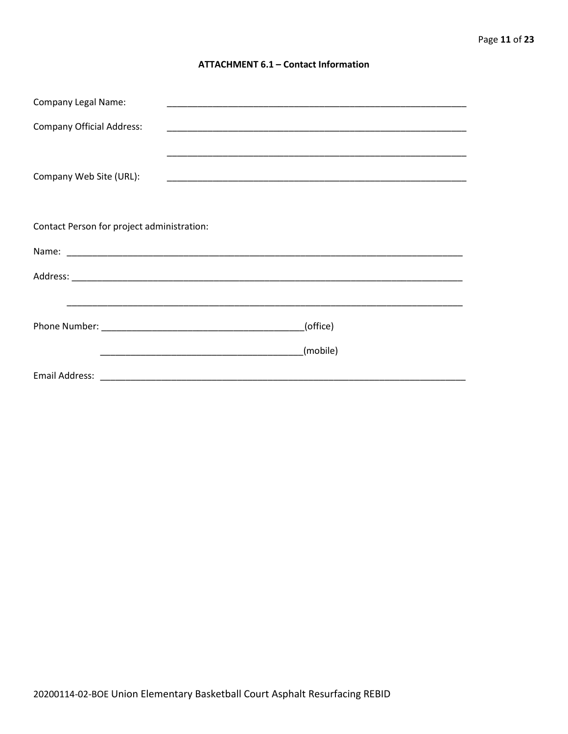### ATTACHMENT 6.1 – Contact Information

Company Legal Name: ____________________________________________________________

Company Official Address: ____________________________________________________________

____________________________________________________________

Company Web Site (URL): ____________________________________________________________

Contact Person for project administration:

Name: ________________________________________________________________________________

Address: ______________________________________________________________________________

______________________________________________________________________________

Phone Number: ________________________________________(office)

________________________________________(mobile)

Email Address: __________________________________________________________________________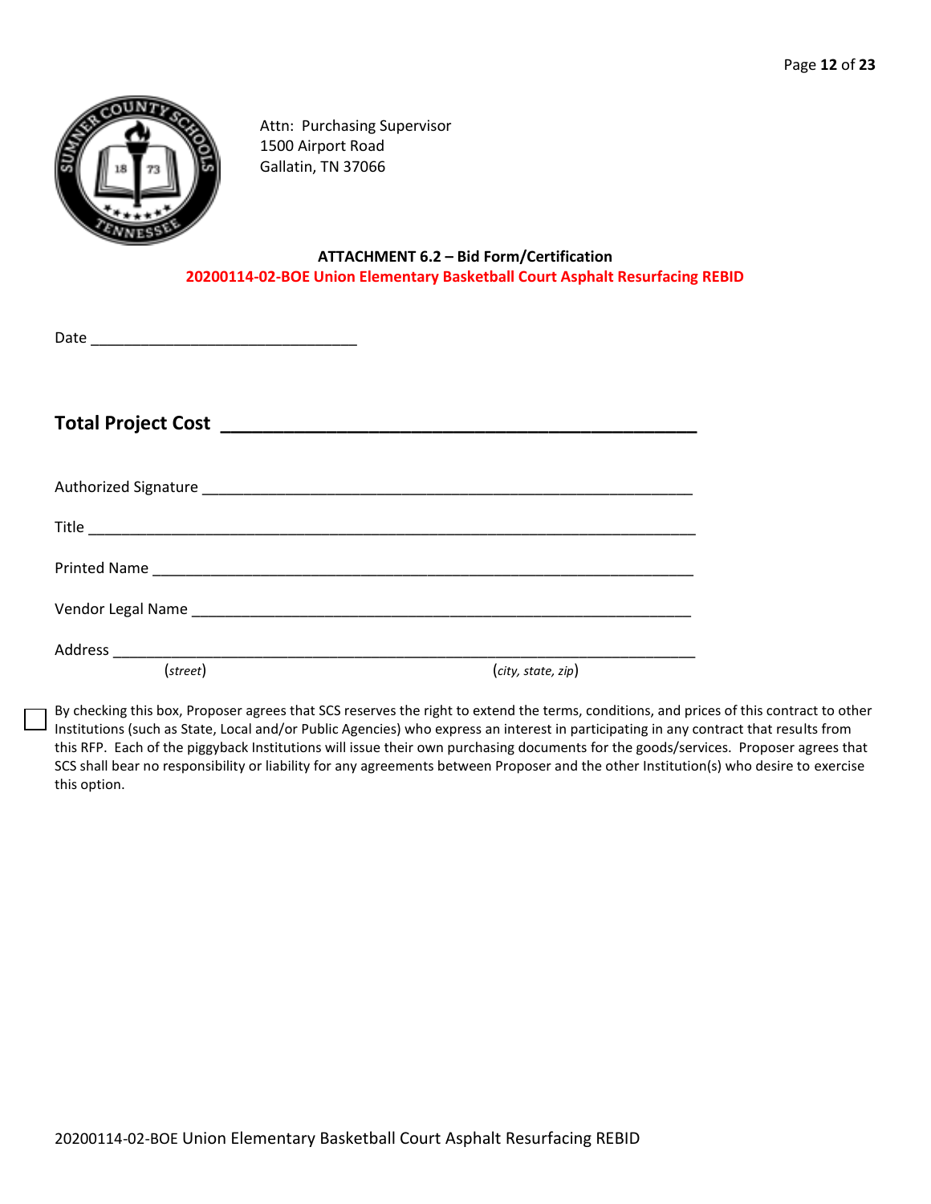Attn: Purchasing Supervisor
1500 Airport Road
Gallatin, TN 37066

**ATTACHMENT 6.2 – Bid Form/Certification**

**20200114-02-BOE Union Elementary Basketball Court Asphalt Resurfacing REBID**

Date ________________________________

**Total Project Cost ______________________________________________**

Authorized Signature ___________________________________________________________

Title ___________________________________________________________________________

Printed Name ____________________________________________________________________

Vendor Legal Name _______________________________________________________________

Address _________________________________________________________________________
(*street*) (*city, state, zip*)

☐ By checking this box, Proposer agrees that SCS reserves the right to extend the terms, conditions, and prices of this contract to other Institutions (such as State, Local and/or Public Agencies) who express an interest in participating in any contract that results from this RFP. Each of the piggyback Institutions will issue their own purchasing documents for the goods/services. Proposer agrees that SCS shall bear no responsibility or liability for any agreements between Proposer and the other Institution(s) who desire to exercise this option.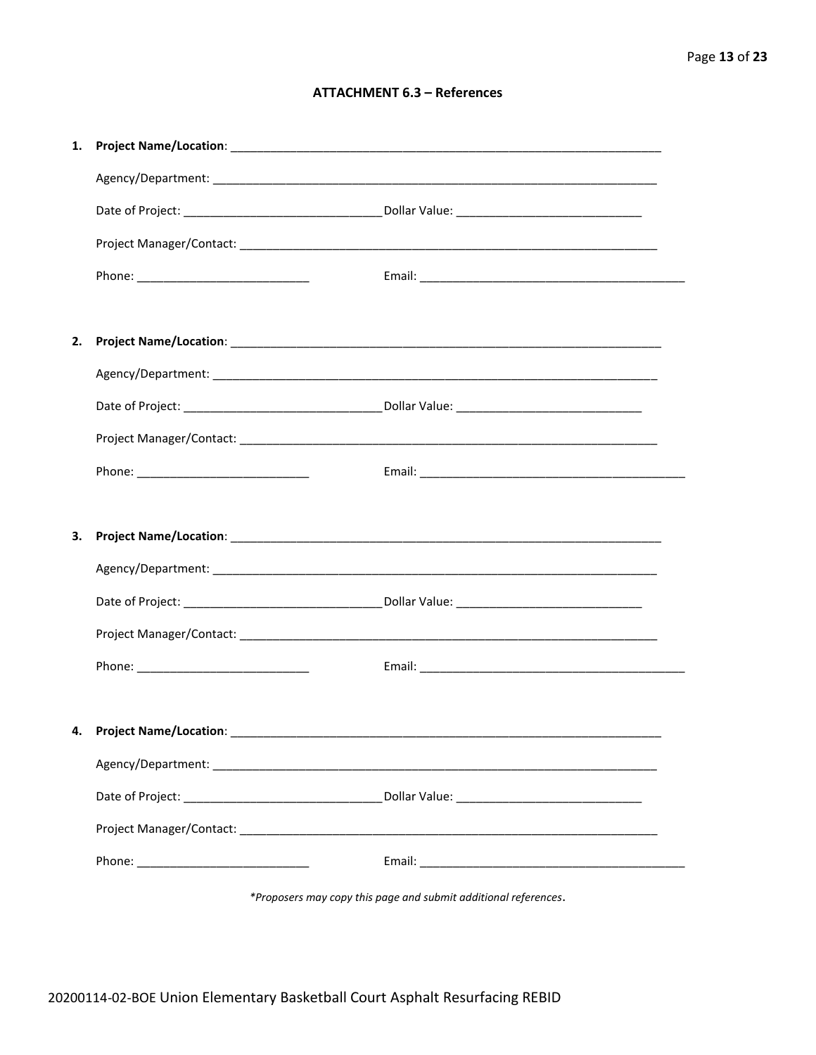## ATTACHMENT 6.3 – References

1. **Project Name/Location**: ____________________________________________________________________

   Agency/Department: ____________________________________________________________________

   Date of Project: ______________________________ Dollar Value: ____________________________

   Project Manager/Contact: _________________________________________________________________

   Phone: __________________________ Email: _________________________________________

2. **Project Name/Location**: ____________________________________________________________________

   Agency/Department: ____________________________________________________________________

   Date of Project: ______________________________ Dollar Value: ____________________________

   Project Manager/Contact: _________________________________________________________________

   Phone: __________________________ Email: _________________________________________

3. **Project Name/Location**: ____________________________________________________________________

   Agency/Department: ____________________________________________________________________

   Date of Project: ______________________________ Dollar Value: ____________________________

   Project Manager/Contact: _________________________________________________________________

   Phone: __________________________ Email: _________________________________________

4. **Project Name/Location**: ____________________________________________________________________

   Agency/Department: ____________________________________________________________________

   Date of Project: ______________________________ Dollar Value: ____________________________

   Project Manager/Contact: _________________________________________________________________

   Phone: __________________________ Email: _________________________________________

*\*Proposers may copy this page and submit additional references.*

20200114-02-BOE Union Elementary Basketball Court Asphalt Resurfacing REBID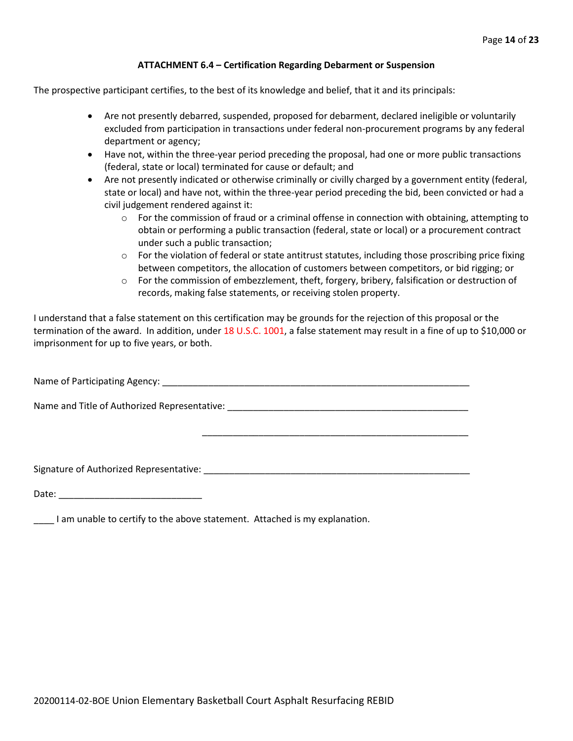**ATTACHMENT 6.4 – Certification Regarding Debarment or Suspension**

The prospective participant certifies, to the best of its knowledge and belief, that it and its principals:

- Are not presently debarred, suspended, proposed for debarment, declared ineligible or voluntarily excluded from participation in transactions under federal non-procurement programs by any federal department or agency;
- Have not, within the three-year period preceding the proposal, had one or more public transactions (federal, state or local) terminated for cause or default; and
- Are not presently indicated or otherwise criminally or civilly charged by a government entity (federal, state or local) and have not, within the three-year period preceding the bid, been convicted or had a civil judgement rendered against it:
  - For the commission of fraud or a criminal offense in connection with obtaining, attempting to obtain or performing a public transaction (federal, state or local) or a procurement contract under such a public transaction;
  - For the violation of federal or state antitrust statutes, including those proscribing price fixing between competitors, the allocation of customers between competitors, or bid rigging; or
  - For the commission of embezzlement, theft, forgery, bribery, falsification or destruction of records, making false statements, or receiving stolen property.

I understand that a false statement on this certification may be grounds for the rejection of this proposal or the termination of the award. In addition, under 18 U.S.C. 1001, a false statement may result in a fine of up to $10,000 or imprisonment for up to five years, or both.

Name of Participating Agency: ______________________________________________________________

Name and Title of Authorized Representative: ________________________________________________

______________________________________________________

Signature of Authorized Representative: ______________________________________________________

Date: ____________________________

____ I am unable to certify to the above statement. Attached is my explanation.

20200114-02-BOE Union Elementary Basketball Court Asphalt Resurfacing REBID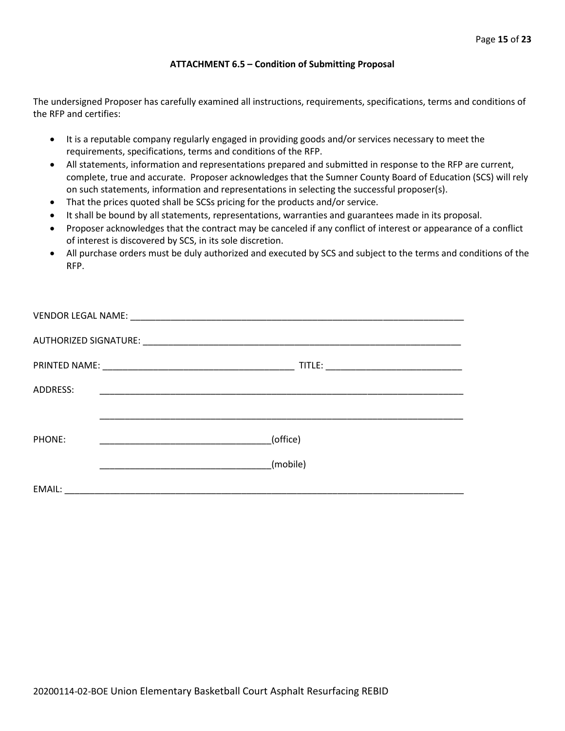### ATTACHMENT 6.5 – Condition of Submitting Proposal

The undersigned Proposer has carefully examined all instructions, requirements, specifications, terms and conditions of the RFP and certifies:

- It is a reputable company regularly engaged in providing goods and/or services necessary to meet the requirements, specifications, terms and conditions of the RFP.
- All statements, information and representations prepared and submitted in response to the RFP are current, complete, true and accurate. Proposer acknowledges that the Sumner County Board of Education (SCS) will rely on such statements, information and representations in selecting the successful proposer(s).
- That the prices quoted shall be SCSs pricing for the products and/or service.
- It shall be bound by all statements, representations, warranties and guarantees made in its proposal.
- Proposer acknowledges that the contract may be canceled if any conflict of interest or appearance of a conflict of interest is discovered by SCS, in its sole discretion.
- All purchase orders must be duly authorized and executed by SCS and subject to the terms and conditions of the RFP.

VENDOR LEGAL NAME: ____________________________________________________________________

AUTHORIZED SIGNATURE: _________________________________________________________________

PRINTED NAME: ______________________________________ TITLE: ___________________________

ADDRESS: ___________________________________________________________________________

___________________________________________________________________________

PHONE: __________________________________(office)

__________________________________(mobile)

EMAIL: ______________________________________________________________________________

20200114-02-BOE Union Elementary Basketball Court Asphalt Resurfacing REBID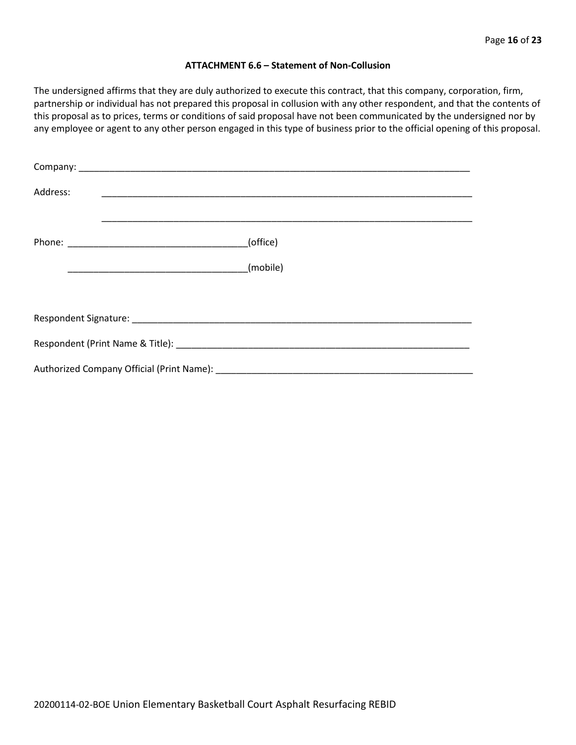**ATTACHMENT 6.6 – Statement of Non-Collusion**

The undersigned affirms that they are duly authorized to execute this contract, that this company, corporation, firm, partnership or individual has not prepared this proposal in collusion with any other respondent, and that the contents of this proposal as to prices, terms or conditions of said proposal have not been communicated by the undersigned nor by any employee or agent to any other person engaged in this type of business prior to the official opening of this proposal.

Company: ___________________________________________________________________________

Address: ___________________________________________________________________________

___________________________________________________________________________

Phone: ___________________________________(office)

___________________________________(mobile)

Respondent Signature: ________________________________________________________________

Respondent (Print Name & Title): _______________________________________________________

Authorized Company Official (Print Name): ______________________________________________

20200114-02-BOE Union Elementary Basketball Court Asphalt Resurfacing REBID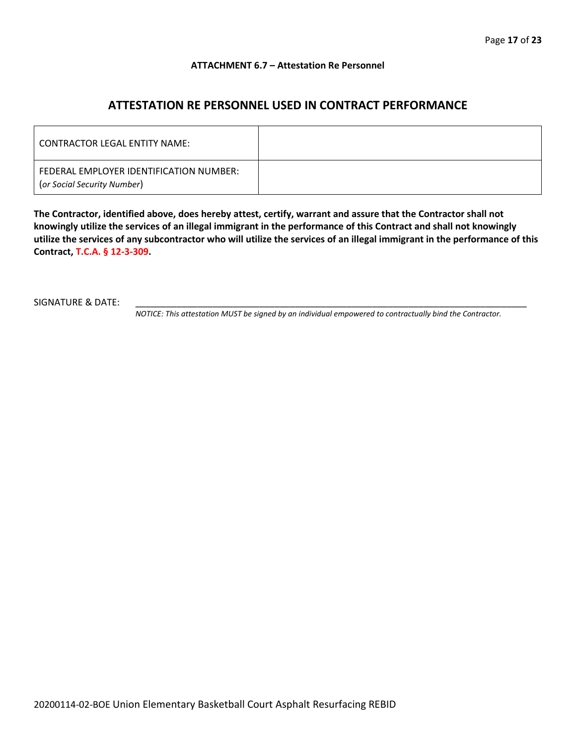**ATTACHMENT 6.7 – Attestation Re Personnel**

## ATTESTATION RE PERSONNEL USED IN CONTRACT PERFORMANCE

| | |
|---|---|
| CONTRACTOR LEGAL ENTITY NAME: | |
| FEDERAL EMPLOYER IDENTIFICATION NUMBER: (*or Social Security Number*) | |

**The Contractor, identified above, does hereby attest, certify, warrant and assure that the Contractor shall not knowingly utilize the services of an illegal immigrant in the performance of this Contract and shall not knowingly utilize the services of any subcontractor who will utilize the services of an illegal immigrant in the performance of this Contract, T.C.A. § 12-3-309.**

SIGNATURE & DATE: ______________________________________________________________________

*NOTICE: This attestation MUST be signed by an individual empowered to contractually bind the Contractor.*

20200114-02-BOE Union Elementary Basketball Court Asphalt Resurfacing REBID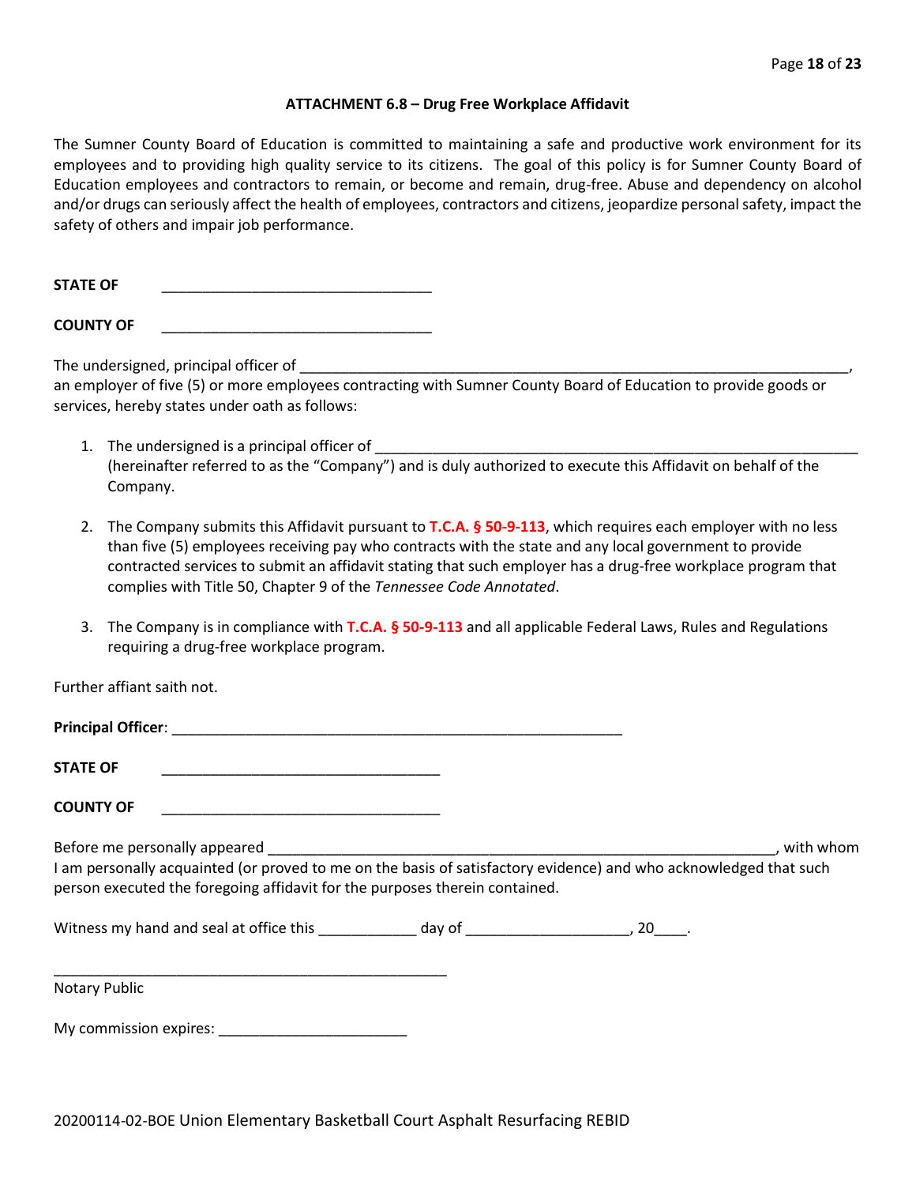## ATTACHMENT 6.8 – Drug Free Workplace Affidavit

The Sumner County Board of Education is committed to maintaining a safe and productive work environment for its employees and to providing high quality service to its citizens. The goal of this policy is for Sumner County Board of Education employees and contractors to remain, or become and remain, drug-free. Abuse and dependency on alcohol and/or drugs can seriously affect the health of employees, contractors and citizens, jeopardize personal safety, impact the safety of others and impair job performance.

**STATE OF** _________________________________

**COUNTY OF** _________________________________

The undersigned, principal officer of ______________________________________________________________________, an employer of five (5) or more employees contracting with Sumner County Board of Education to provide goods or services, hereby states under oath as follows:

1. The undersigned is a principal officer of ___________________________________________________________ (hereinafter referred to as the "Company") and is duly authorized to execute this Affidavit on behalf of the Company.

2. The Company submits this Affidavit pursuant to **T.C.A. § 50-9-113**, which requires each employer with no less than five (5) employees receiving pay who contracts with the state and any local government to provide contracted services to submit an affidavit stating that such employer has a drug-free workplace program that complies with Title 50, Chapter 9 of the *Tennessee Code Annotated*.

3. The Company is in compliance with **T.C.A. § 50-9-113** and all applicable Federal Laws, Rules and Regulations requiring a drug-free workplace program.

Further affiant saith not.

**Principal Officer**: _______________________________________________________

**STATE OF** __________________________________

**COUNTY OF** __________________________________

Before me personally appeared ______________________________________________________________, with whom I am personally acquainted (or proved to me on the basis of satisfactory evidence) and who acknowledged that such person executed the foregoing affidavit for the purposes therein contained.

Witness my hand and seal at office this ____________ day of ____________________, 20____.

_________________________________________________

Notary Public

My commission expires: _______________________

20200114-02-BOE Union Elementary Basketball Court Asphalt Resurfacing REBID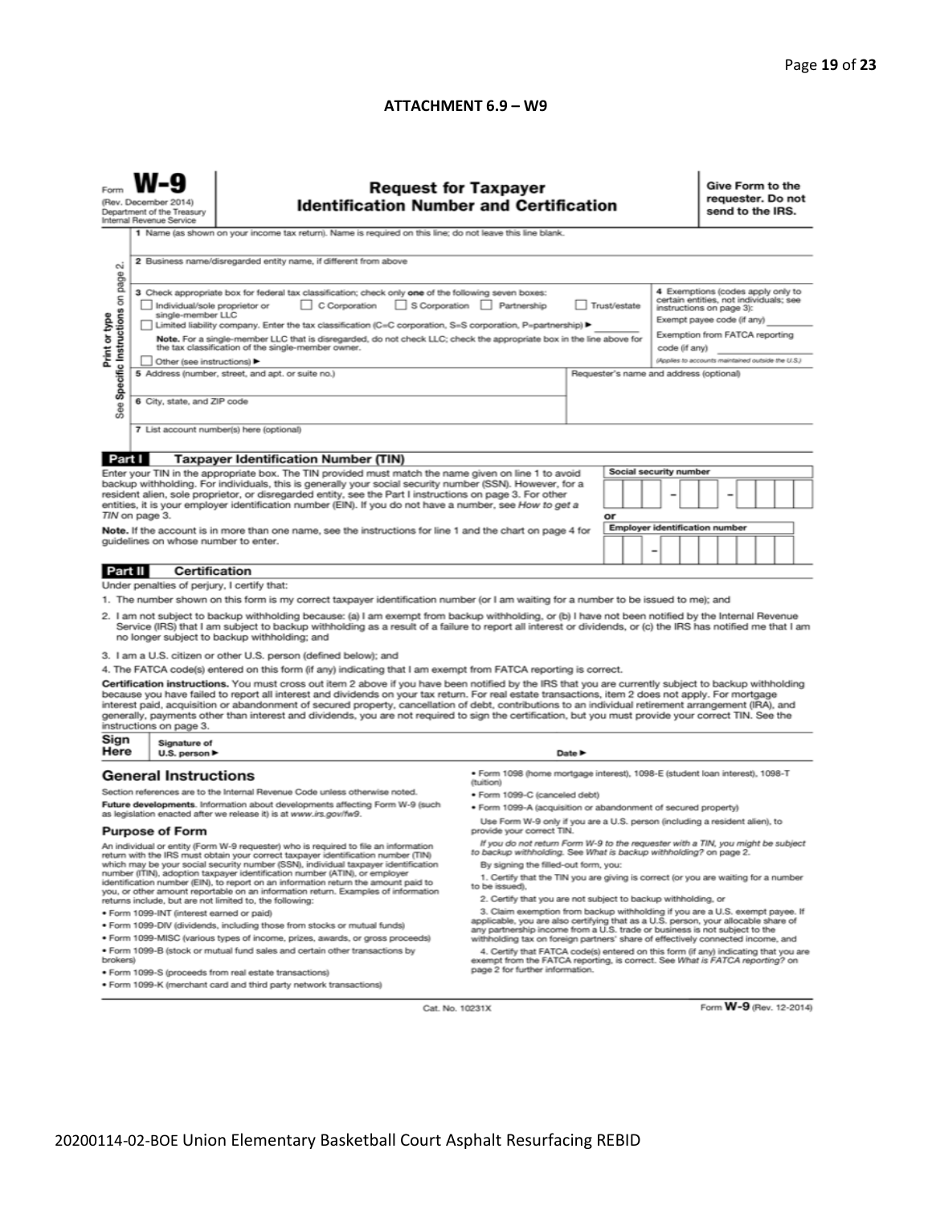**ATTACHMENT 6.9 – W9**

Form **W-9**
(Rev. December 2014)
Department of the Treasury
Internal Revenue Service

# Request for Taxpayer Identification Number and Certification

**Give Form to the requester. Do not send to the IRS.**

Print or type
See **Specific Instructions** on page 2.

1 Name (as shown on your income tax return). Name is required on this line; do not leave this line blank.

2 Business name/disregarded entity name, if different from above

3 Check appropriate box for federal tax classification; check only **one** of the following seven boxes:

☐ Individual/sole proprietor or single-member LLC ☐ C Corporation ☐ S Corporation ☐ Partnership ☐ Trust/estate

☐ Limited liability company. Enter the tax classification (C=C corporation, S=S corporation, P=partnership) ► ________

**Note.** For a single-member LLC that is disregarded, do not check LLC; check the appropriate box in the line above for the tax classification of the single-member owner.

☐ Other (see instructions) ►

4 Exemptions (codes apply only to certain entities, not individuals; see instructions on page 3):

Exempt payee code (if any) ________

Exemption from FATCA reporting code (if any) ________

*(Applies to accounts maintained outside the U.S.)*

5 Address (number, street, and apt. or suite no.)

Requester's name and address (optional)

6 City, state, and ZIP code

7 List account number(s) here (optional)

## Part I Taxpayer Identification Number (TIN)

Enter your TIN in the appropriate box. The TIN provided must match the name given on line 1 to avoid backup withholding. For individuals, this is generally your social security number (SSN). However, for a resident alien, sole proprietor, or disregarded entity, see the Part I instructions on page 3. For other entities, it is your employer identification number (EIN). If you do not have a number, see *How to get a TIN* on page 3.

**Note.** If the account is in more than one name, see the instructions for line 1 and the chart on page 4 for guidelines on whose number to enter.

**Social security number**

☐☐☐ – ☐☐ – ☐☐☐☐

or

**Employer identification number**

☐☐ – ☐☐☐☐☐☐☐

## Part II Certification

Under penalties of perjury, I certify that:

1. The number shown on this form is my correct taxpayer identification number (or I am waiting for a number to be issued to me); and
2. I am not subject to backup withholding because: (a) I am exempt from backup withholding, or (b) I have not been notified by the Internal Revenue Service (IRS) that I am subject to backup withholding as a result of a failure to report all interest or dividends, or (c) the IRS has notified me that I am no longer subject to backup withholding; and
3. I am a U.S. citizen or other U.S. person (defined below); and
4. The FATCA code(s) entered on this form (if any) indicating that I am exempt from FATCA reporting is correct.

**Certification instructions.** You must cross out item 2 above if you have been notified by the IRS that you are currently subject to backup withholding because you have failed to report all interest and dividends on your tax return. For real estate transactions, item 2 does not apply. For mortgage interest paid, acquisition or abandonment of secured property, cancellation of debt, contributions to an individual retirement arrangement (IRA), and generally, payments other than interest and dividends, you are not required to sign the certification, but you must provide your correct TIN. See the instructions on page 3.

**Sign Here** Signature of U.S. person ► Date ►

## General Instructions

Section references are to the Internal Revenue Code unless otherwise noted.

**Future developments.** Information about developments affecting Form W-9 (such as legislation enacted after we release it) is at *www.irs.gov/fw9.*

### Purpose of Form

An individual or entity (Form W-9 requester) who is required to file an information return with the IRS must obtain your correct taxpayer identification number (TIN) which may be your social security number (SSN), individual taxpayer identification number (ITIN), adoption taxpayer identification number (ATIN), or employer identification number (EIN), to report on an information return the amount paid to you, or other amount reportable on an information return. Examples of information returns include, but are not limited to, the following:

- Form 1099-INT (interest earned or paid)
- Form 1099-DIV (dividends, including those from stocks or mutual funds)
- Form 1099-MISC (various types of income, prizes, awards, or gross proceeds)
- Form 1099-B (stock or mutual fund sales and certain other transactions by brokers)
- Form 1099-S (proceeds from real estate transactions)
- Form 1099-K (merchant card and third party network transactions)
- Form 1098 (home mortgage interest), 1098-E (student loan interest), 1098-T (tuition)
- Form 1099-C (canceled debt)
- Form 1099-A (acquisition or abandonment of secured property)

Use Form W-9 only if you are a U.S. person (including a resident alien), to provide your correct TIN.

*If you do not return Form W-9 to the requester with a TIN, you might be subject to backup withholding. See What is backup withholding? on page 2.*

By signing the filled-out form, you:

1. Certify that the TIN you are giving is correct (or you are waiting for a number to be issued),

2. Certify that you are not subject to backup withholding, or

3. Claim exemption from backup withholding if you are a U.S. exempt payee. If applicable, you are also certifying that as a U.S. person, your allocable share of any partnership income from a U.S. trade or business is not subject to the withholding tax on foreign partners' share of effectively connected income, and

4. Certify that FATCA code(s) entered on this form (if any) indicating that you are exempt from the FATCA reporting, is correct. See *What is FATCA reporting?* on page 2 for further information.

Cat. No. 10231X Form **W-9** (Rev. 12-2014)

20200114-02-BOE Union Elementary Basketball Court Asphalt Resurfacing REBID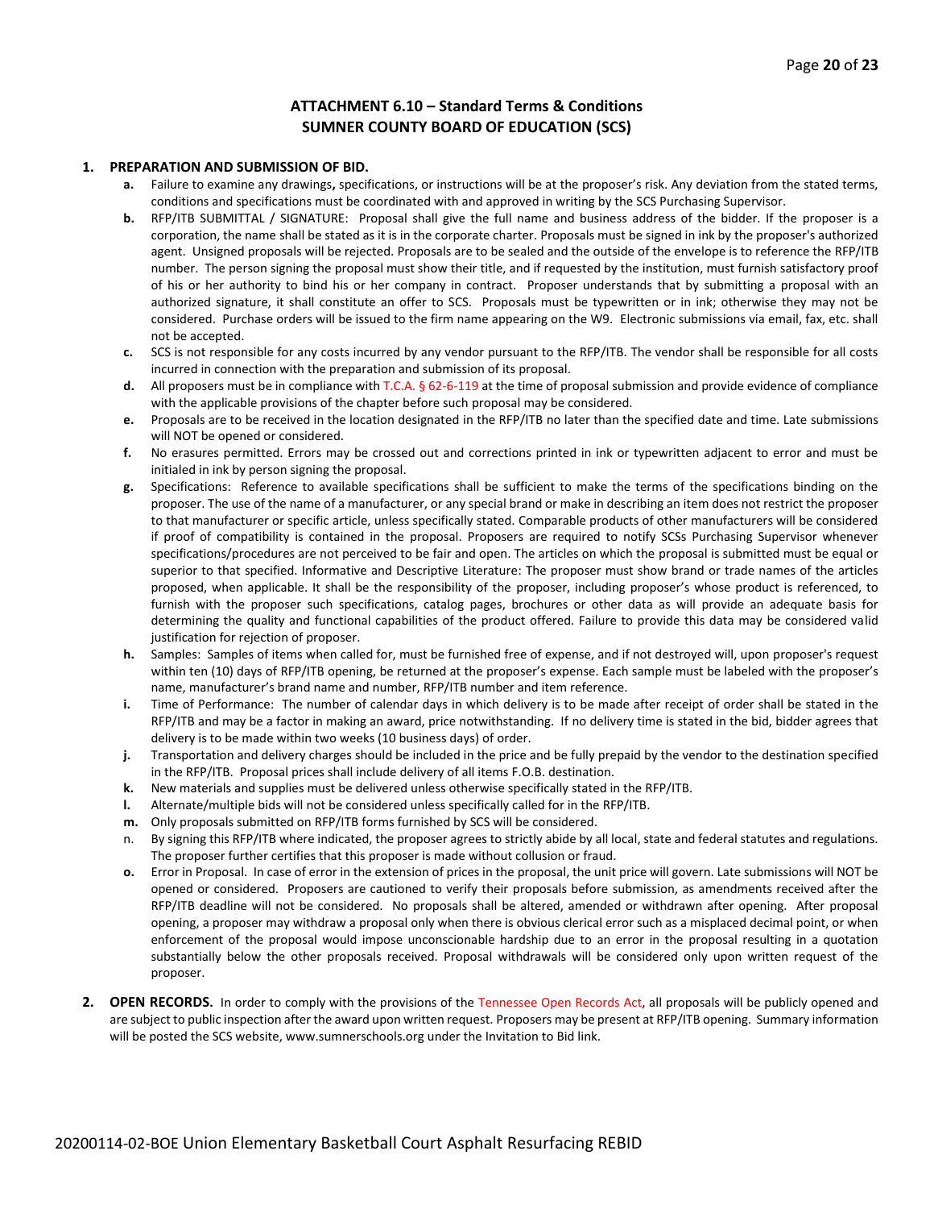## ATTACHMENT 6.10 – Standard Terms & Conditions
## SUMNER COUNTY BOARD OF EDUCATION (SCS)

1. **PREPARATION AND SUBMISSION OF BID.**
   - **a.** Failure to examine any drawings**,** specifications, or instructions will be at the proposer's risk. Any deviation from the stated terms, conditions and specifications must be coordinated with and approved in writing by the SCS Purchasing Supervisor.
   - **b.** RFP/ITB SUBMITTAL / SIGNATURE: Proposal shall give the full name and business address of the bidder. If the proposer is a corporation, the name shall be stated as it is in the corporate charter. Proposals must be signed in ink by the proposer's authorized agent. Unsigned proposals will be rejected. Proposals are to be sealed and the outside of the envelope is to reference the RFP/ITB number. The person signing the proposal must show their title, and if requested by the institution, must furnish satisfactory proof of his or her authority to bind his or her company in contract. Proposer understands that by submitting a proposal with an authorized signature, it shall constitute an offer to SCS. Proposals must be typewritten or in ink; otherwise they may not be considered. Purchase orders will be issued to the firm name appearing on the W9. Electronic submissions via email, fax, etc. shall not be accepted.
   - **c.** SCS is not responsible for any costs incurred by any vendor pursuant to the RFP/ITB. The vendor shall be responsible for all costs incurred in connection with the preparation and submission of its proposal.
   - **d.** All proposers must be in compliance with T.C.A. § 62-6-119 at the time of proposal submission and provide evidence of compliance with the applicable provisions of the chapter before such proposal may be considered.
   - **e.** Proposals are to be received in the location designated in the RFP/ITB no later than the specified date and time. Late submissions will NOT be opened or considered.
   - **f.** No erasures permitted. Errors may be crossed out and corrections printed in ink or typewritten adjacent to error and must be initialed in ink by person signing the proposal.
   - **g.** Specifications: Reference to available specifications shall be sufficient to make the terms of the specifications binding on the proposer. The use of the name of a manufacturer, or any special brand or make in describing an item does not restrict the proposer to that manufacturer or specific article, unless specifically stated. Comparable products of other manufacturers will be considered if proof of compatibility is contained in the proposal. Proposers are required to notify SCSs Purchasing Supervisor whenever specifications/procedures are not perceived to be fair and open. The articles on which the proposal is submitted must be equal or superior to that specified. Informative and Descriptive Literature: The proposer must show brand or trade names of the articles proposed, when applicable. It shall be the responsibility of the proposer, including proposer's whose product is referenced, to furnish with the proposer such specifications, catalog pages, brochures or other data as will provide an adequate basis for determining the quality and functional capabilities of the product offered. Failure to provide this data may be considered valid justification for rejection of proposer.
   - **h.** Samples: Samples of items when called for, must be furnished free of expense, and if not destroyed will, upon proposer's request within ten (10) days of RFP/ITB opening, be returned at the proposer's expense. Each sample must be labeled with the proposer's name, manufacturer's brand name and number, RFP/ITB number and item reference.
   - **i.** Time of Performance: The number of calendar days in which delivery is to be made after receipt of order shall be stated in the RFP/ITB and may be a factor in making an award, price notwithstanding. If no delivery time is stated in the bid, bidder agrees that delivery is to be made within two weeks (10 business days) of order.
   - **j.** Transportation and delivery charges should be included in the price and be fully prepaid by the vendor to the destination specified in the RFP/ITB. Proposal prices shall include delivery of all items F.O.B. destination.
   - **k.** New materials and supplies must be delivered unless otherwise specifically stated in the RFP/ITB.
   - **l.** Alternate/multiple bids will not be considered unless specifically called for in the RFP/ITB.
   - **m.** Only proposals submitted on RFP/ITB forms furnished by SCS will be considered.
   - n. By signing this RFP/ITB where indicated, the proposer agrees to strictly abide by all local, state and federal statutes and regulations. The proposer further certifies that this proposer is made without collusion or fraud.
   - **o.** Error in Proposal. In case of error in the extension of prices in the proposal, the unit price will govern. Late submissions will NOT be opened or considered. Proposers are cautioned to verify their proposals before submission, as amendments received after the RFP/ITB deadline will not be considered. No proposals shall be altered, amended or withdrawn after opening. After proposal opening, a proposer may withdraw a proposal only when there is obvious clerical error such as a misplaced decimal point, or when enforcement of the proposal would impose unconscionable hardship due to an error in the proposal resulting in a quotation substantially below the other proposals received. Proposal withdrawals will be considered only upon written request of the proposer.

2. **OPEN RECORDS.** In order to comply with the provisions of the Tennessee Open Records Act, all proposals will be publicly opened and are subject to public inspection after the award upon written request. Proposers may be present at RFP/ITB opening. Summary information will be posted the SCS website, www.sumnerschools.org under the Invitation to Bid link.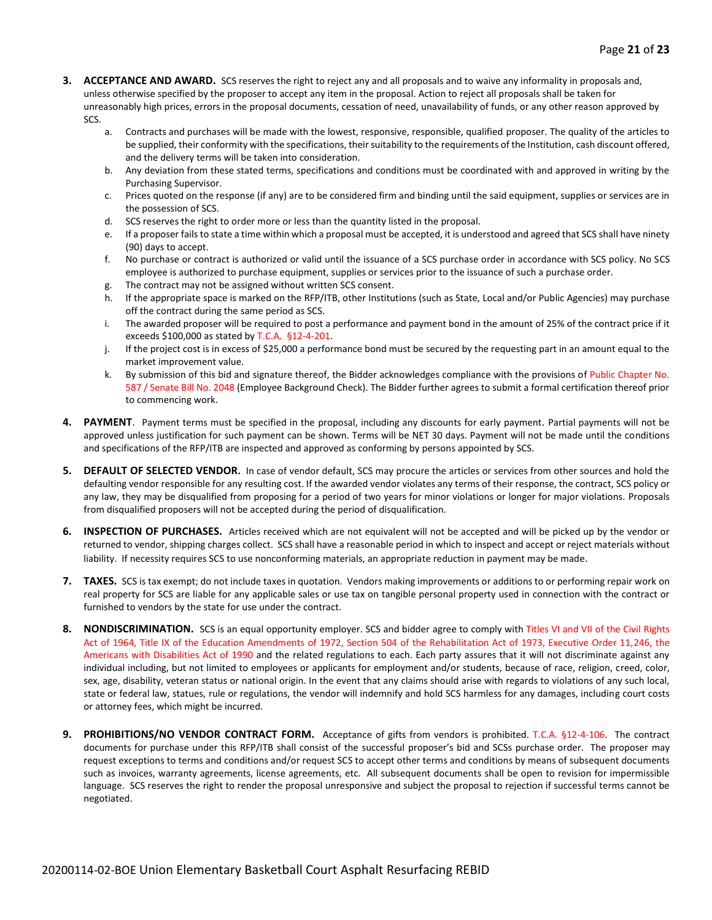3. **ACCEPTANCE AND AWARD.** SCS reserves the right to reject any and all proposals and to waive any informality in proposals and, unless otherwise specified by the proposer to accept any item in the proposal. Action to reject all proposals shall be taken for unreasonably high prices, errors in the proposal documents, cessation of need, unavailability of funds, or any other reason approved by SCS.
   a. Contracts and purchases will be made with the lowest, responsive, responsible, qualified proposer. The quality of the articles to be supplied, their conformity with the specifications, their suitability to the requirements of the Institution, cash discount offered, and the delivery terms will be taken into consideration.
   b. Any deviation from these stated terms, specifications and conditions must be coordinated with and approved in writing by the Purchasing Supervisor.
   c. Prices quoted on the response (if any) are to be considered firm and binding until the said equipment, supplies or services are in the possession of SCS.
   d. SCS reserves the right to order more or less than the quantity listed in the proposal.
   e. If a proposer fails to state a time within which a proposal must be accepted, it is understood and agreed that SCS shall have ninety (90) days to accept.
   f. No purchase or contract is authorized or valid until the issuance of a SCS purchase order in accordance with SCS policy. No SCS employee is authorized to purchase equipment, supplies or services prior to the issuance of such a purchase order.
   g. The contract may not be assigned without written SCS consent.
   h. If the appropriate space is marked on the RFP/ITB, other Institutions (such as State, Local and/or Public Agencies) may purchase off the contract during the same period as SCS.
   i. The awarded proposer will be required to post a performance and payment bond in the amount of 25% of the contract price if it exceeds $100,000 as stated by T.C.A. §12-4-201.
   j. If the project cost is in excess of $25,000 a performance bond must be secured by the requesting part in an amount equal to the market improvement value.
   k. By submission of this bid and signature thereof, the Bidder acknowledges compliance with the provisions of Public Chapter No. 587 / Senate Bill No. 2048 (Employee Background Check). The Bidder further agrees to submit a formal certification thereof prior to commencing work.

4. **PAYMENT**. Payment terms must be specified in the proposal, including any discounts for early payment. Partial payments will not be approved unless justification for such payment can be shown. Terms will be NET 30 days. Payment will not be made until the conditions and specifications of the RFP/ITB are inspected and approved as conforming by persons appointed by SCS.

5. **DEFAULT OF SELECTED VENDOR.** In case of vendor default, SCS may procure the articles or services from other sources and hold the defaulting vendor responsible for any resulting cost. If the awarded vendor violates any terms of their response, the contract, SCS policy or any law, they may be disqualified from proposing for a period of two years for minor violations or longer for major violations. Proposals from disqualified proposers will not be accepted during the period of disqualification.

6. **INSPECTION OF PURCHASES.** Articles received which are not equivalent will not be accepted and will be picked up by the vendor or returned to vendor, shipping charges collect. SCS shall have a reasonable period in which to inspect and accept or reject materials without liability. If necessity requires SCS to use nonconforming materials, an appropriate reduction in payment may be made.

7. **TAXES.** SCS is tax exempt; do not include taxes in quotation. Vendors making improvements or additions to or performing repair work on real property for SCS are liable for any applicable sales or use tax on tangible personal property used in connection with the contract or furnished to vendors by the state for use under the contract.

8. **NONDISCRIMINATION.** SCS is an equal opportunity employer. SCS and bidder agree to comply with Titles VI and VII of the Civil Rights Act of 1964, Title IX of the Education Amendments of 1972, Section 504 of the Rehabilitation Act of 1973, Executive Order 11,246, the Americans with Disabilities Act of 1990 and the related regulations to each. Each party assures that it will not discriminate against any individual including, but not limited to employees or applicants for employment and/or students, because of race, religion, creed, color, sex, age, disability, veteran status or national origin. In the event that any claims should arise with regards to violations of any such local, state or federal law, statues, rule or regulations, the vendor will indemnify and hold SCS harmless for any damages, including court costs or attorney fees, which might be incurred.

9. **PROHIBITIONS/NO VENDOR CONTRACT FORM.** Acceptance of gifts from vendors is prohibited. T.C.A. §12-4-106. The contract documents for purchase under this RFP/ITB shall consist of the successful proposer's bid and SCSs purchase order. The proposer may request exceptions to terms and conditions and/or request SCS to accept other terms and conditions by means of subsequent documents such as invoices, warranty agreements, license agreements, etc. All subsequent documents shall be open to revision for impermissible language. SCS reserves the right to render the proposal unresponsive and subject the proposal to rejection if successful terms cannot be negotiated.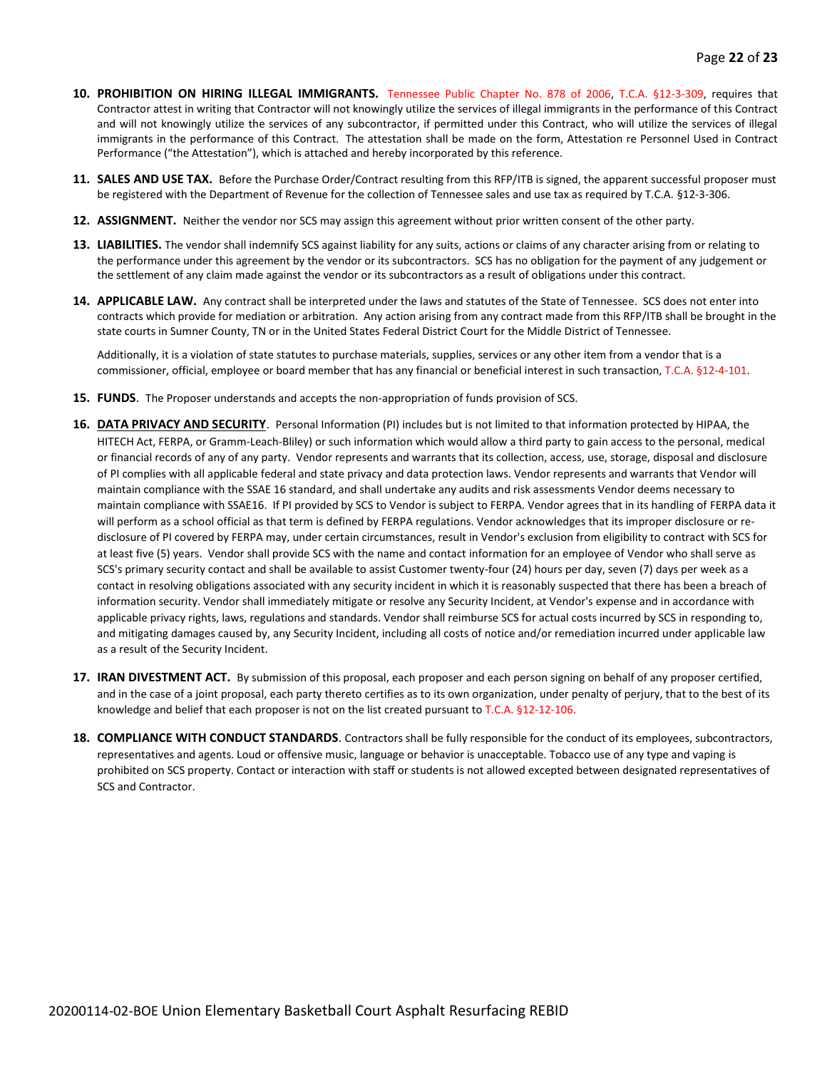10. **PROHIBITION ON HIRING ILLEGAL IMMIGRANTS.** Tennessee Public Chapter No. 878 of 2006, T.C.A. §12-3-309, requires that Contractor attest in writing that Contractor will not knowingly utilize the services of illegal immigrants in the performance of this Contract and will not knowingly utilize the services of any subcontractor, if permitted under this Contract, who will utilize the services of illegal immigrants in the performance of this Contract. The attestation shall be made on the form, Attestation re Personnel Used in Contract Performance ("the Attestation"), which is attached and hereby incorporated by this reference.

11. **SALES AND USE TAX.** Before the Purchase Order/Contract resulting from this RFP/ITB is signed, the apparent successful proposer must be registered with the Department of Revenue for the collection of Tennessee sales and use tax as required by T.C.A. §12-3-306.

12. **ASSIGNMENT.** Neither the vendor nor SCS may assign this agreement without prior written consent of the other party.

13. **LIABILITIES.** The vendor shall indemnify SCS against liability for any suits, actions or claims of any character arising from or relating to the performance under this agreement by the vendor or its subcontractors. SCS has no obligation for the payment of any judgement or the settlement of any claim made against the vendor or its subcontractors as a result of obligations under this contract.

14. **APPLICABLE LAW.** Any contract shall be interpreted under the laws and statutes of the State of Tennessee. SCS does not enter into contracts which provide for mediation or arbitration. Any action arising from any contract made from this RFP/ITB shall be brought in the state courts in Sumner County, TN or in the United States Federal District Court for the Middle District of Tennessee.

    Additionally, it is a violation of state statutes to purchase materials, supplies, services or any other item from a vendor that is a commissioner, official, employee or board member that has any financial or beneficial interest in such transaction, T.C.A. §12-4-101.

15. **FUNDS**. The Proposer understands and accepts the non-appropriation of funds provision of SCS.

16. **<u>DATA PRIVACY AND SECURITY</u>**. Personal Information (PI) includes but is not limited to that information protected by HIPAA, the HITECH Act, FERPA, or Gramm-Leach-Bliley) or such information which would allow a third party to gain access to the personal, medical or financial records of any of any party. Vendor represents and warrants that its collection, access, use, storage, disposal and disclosure of PI complies with all applicable federal and state privacy and data protection laws. Vendor represents and warrants that Vendor will maintain compliance with the SSAE 16 standard, and shall undertake any audits and risk assessments Vendor deems necessary to maintain compliance with SSAE16. If PI provided by SCS to Vendor is subject to FERPA. Vendor agrees that in its handling of FERPA data it will perform as a school official as that term is defined by FERPA regulations. Vendor acknowledges that its improper disclosure or re-disclosure of PI covered by FERPA may, under certain circumstances, result in Vendor's exclusion from eligibility to contract with SCS for at least five (5) years. Vendor shall provide SCS with the name and contact information for an employee of Vendor who shall serve as SCS's primary security contact and shall be available to assist Customer twenty-four (24) hours per day, seven (7) days per week as a contact in resolving obligations associated with any security incident in which it is reasonably suspected that there has been a breach of information security. Vendor shall immediately mitigate or resolve any Security Incident, at Vendor's expense and in accordance with applicable privacy rights, laws, regulations and standards. Vendor shall reimburse SCS for actual costs incurred by SCS in responding to, and mitigating damages caused by, any Security Incident, including all costs of notice and/or remediation incurred under applicable law as a result of the Security Incident.

17. **IRAN DIVESTMENT ACT.** By submission of this proposal, each proposer and each person signing on behalf of any proposer certified, and in the case of a joint proposal, each party thereto certifies as to its own organization, under penalty of perjury, that to the best of its knowledge and belief that each proposer is not on the list created pursuant to T.C.A. §12-12-106.

18. **COMPLIANCE WITH CONDUCT STANDARDS**. Contractors shall be fully responsible for the conduct of its employees, subcontractors, representatives and agents. Loud or offensive music, language or behavior is unacceptable. Tobacco use of any type and vaping is prohibited on SCS property. Contact or interaction with staff or students is not allowed excepted between designated representatives of SCS and Contractor.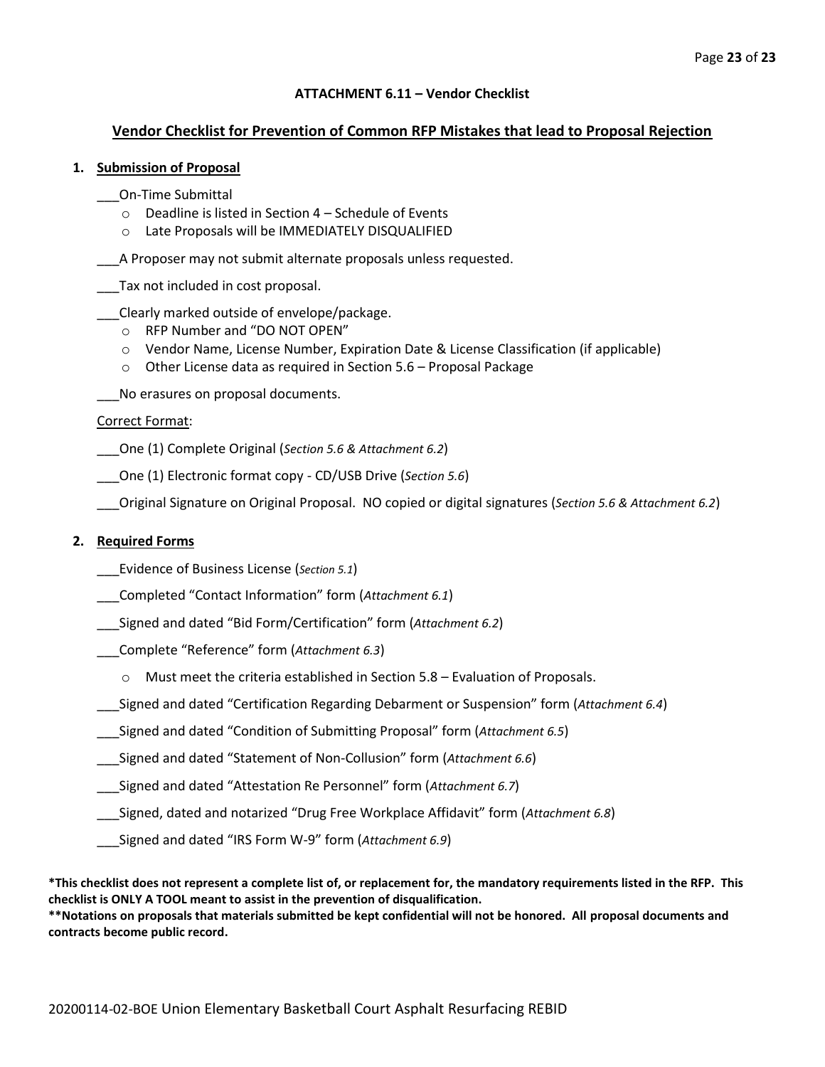**ATTACHMENT 6.11 – Vendor Checklist**

## Vendor Checklist for Prevention of Common RFP Mistakes that lead to Proposal Rejection

1. **Submission of Proposal**

   ___On-Time Submittal
   - Deadline is listed in Section 4 – Schedule of Events
   - Late Proposals will be IMMEDIATELY DISQUALIFIED

   ___A Proposer may not submit alternate proposals unless requested.

   ___Tax not included in cost proposal.

   ___Clearly marked outside of envelope/package.
   - RFP Number and "DO NOT OPEN"
   - Vendor Name, License Number, Expiration Date & License Classification (if applicable)
   - Other License data as required in Section 5.6 – Proposal Package

   ___No erasures on proposal documents.

   Correct Format:

   ___One (1) Complete Original (*Section 5.6 & Attachment 6.2*)

   ___One (1) Electronic format copy - CD/USB Drive (*Section 5.6*)

   ___Original Signature on Original Proposal. NO copied or digital signatures (*Section 5.6 & Attachment 6.2*)

2. **Required Forms**

   ___Evidence of Business License (*Section 5.1*)

   ___Completed "Contact Information" form (*Attachment 6.1*)

   ___Signed and dated "Bid Form/Certification" form (*Attachment 6.2*)

   ___Complete "Reference" form (*Attachment 6.3*)
   - Must meet the criteria established in Section 5.8 – Evaluation of Proposals.

   ___Signed and dated "Certification Regarding Debarment or Suspension" form (*Attachment 6.4*)

   ___Signed and dated "Condition of Submitting Proposal" form (*Attachment 6.5*)

   ___Signed and dated "Statement of Non-Collusion" form (*Attachment 6.6*)

   ___Signed and dated "Attestation Re Personnel" form (*Attachment 6.7*)

   ___Signed, dated and notarized "Drug Free Workplace Affidavit" form (*Attachment 6.8*)

   ___Signed and dated "IRS Form W-9" form (*Attachment 6.9*)

**\*This checklist does not represent a complete list of, or replacement for, the mandatory requirements listed in the RFP. This checklist is ONLY A TOOL meant to assist in the prevention of disqualification.**

**\*\*Notations on proposals that materials submitted be kept confidential will not be honored. All proposal documents and contracts become public record.**